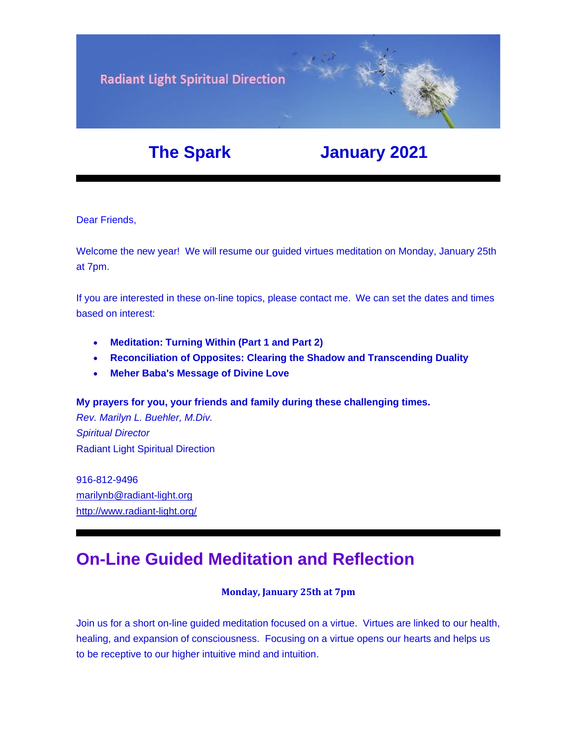Radiant Light Spiritual Direction

# The Spark January 2021

Dear Friends,

Welcome the new year! We will resume our guided virtues meditation on Monday, January 25th at 7pm.

If you are interested in these on-line topics, please contact me. We can set the dates and times based on interest:

- **Meditation: Turning Within (Part 1 and Part 2)**
- **Reconciliation of Opposites: Clearing the Shadow and Transcending Duality**
- **Meher Baba's Message of Divine Love**

**My prayers for you, your friends and family during these challenging times.**
*Rev. Marilyn L. Buehler, M.Div.*
*Spiritual Director*
Radiant Light Spiritual Direction

916-812-9496
marilynb@radiant-light.org
http://www.radiant-light.org/

## On-Line Guided Meditation and Reflection

**Monday, January 25th at 7pm**

Join us for a short on-line guided meditation focused on a virtue. Virtues are linked to our health, healing, and expansion of consciousness. Focusing on a virtue opens our hearts and helps us to be receptive to our higher intuitive mind and intuition.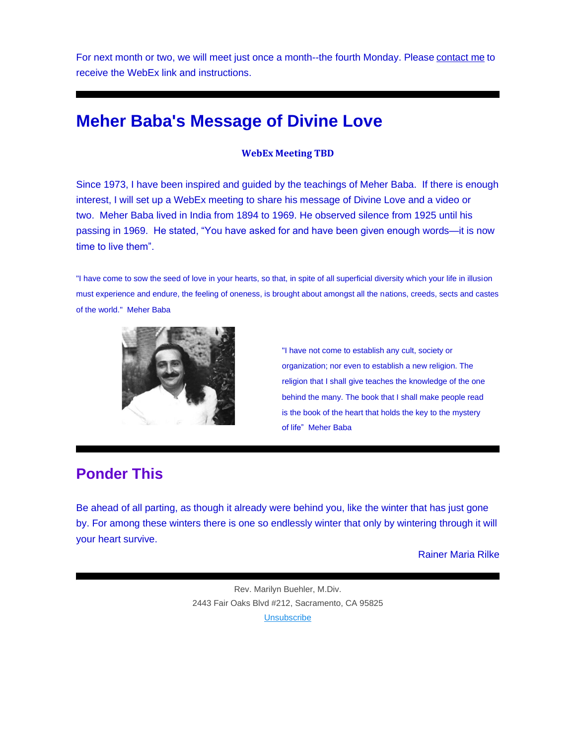For next month or two, we will meet just once a month--the fourth Monday. Please contact me to receive the WebEx link and instructions.

---

## Meher Baba's Message of Divine Love

**WebEx Meeting TBD**

Since 1973, I have been inspired and guided by the teachings of Meher Baba. If there is enough interest, I will set up a WebEx meeting to share his message of Divine Love and a video or two. Meher Baba lived in India from 1894 to 1969. He observed silence from 1925 until his passing in 1969. He stated, "You have asked for and have been given enough words—it is now time to live them".

"I have come to sow the seed of love in your hearts, so that, in spite of all superficial diversity which your life in illusion must experience and endure, the feeling of oneness, is brought about amongst all the nations, creeds, sects and castes of the world." Meher Baba

"I have not come to establish any cult, society or organization; nor even to establish a new religion. The religion that I shall give teaches the knowledge of the one behind the many. The book that I shall make people read is the book of the heart that holds the key to the mystery of life" Meher Baba

---

## Ponder This

Be ahead of all parting, as though it already were behind you, like the winter that has just gone by. For among these winters there is one so endlessly winter that only by wintering through it will your heart survive.

Rainer Maria Rilke

---

Rev. Marilyn Buehler, M.Div.
2443 Fair Oaks Blvd #212, Sacramento, CA 95825
Unsubscribe